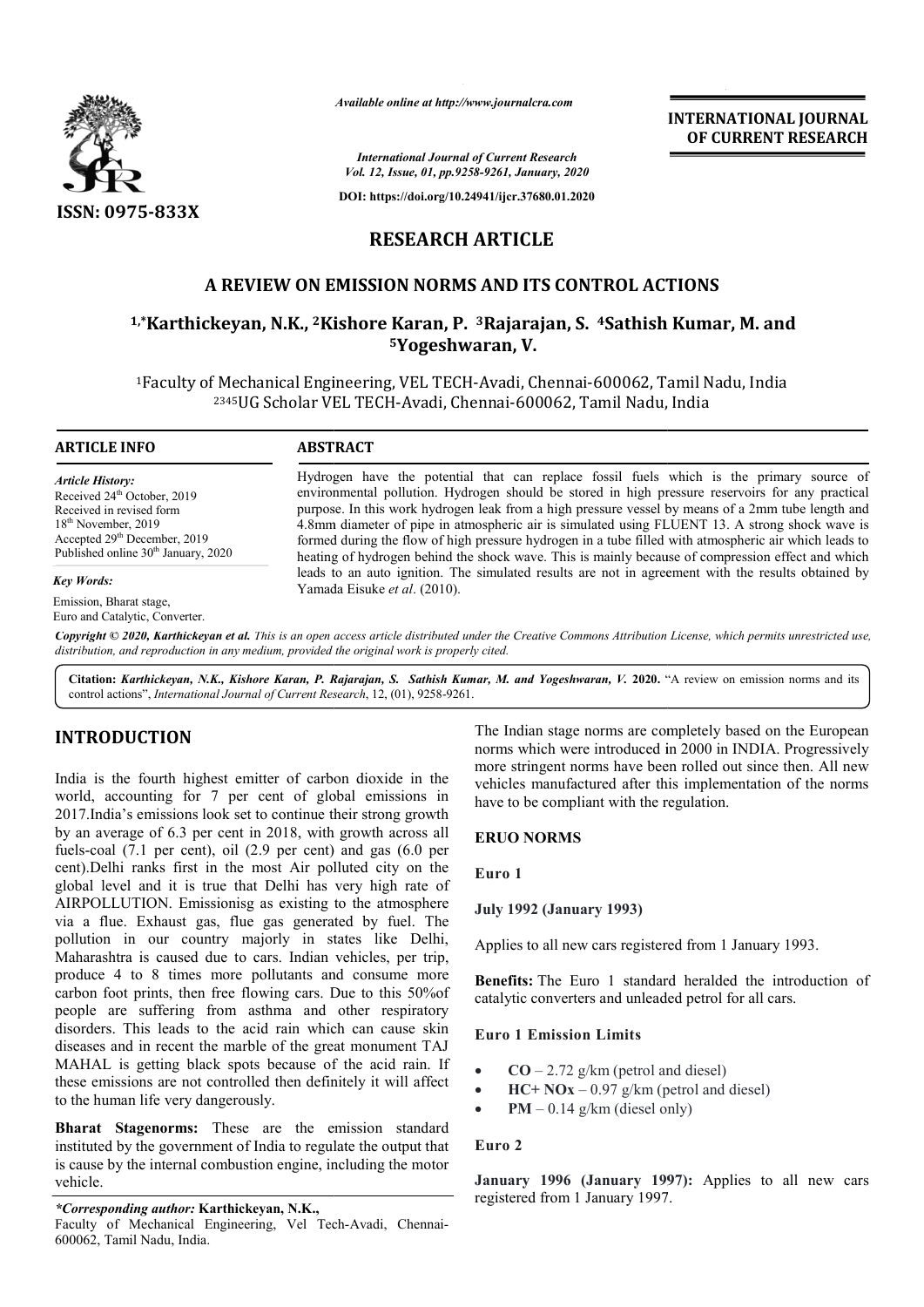# RESEARCH ARTICLE

## A REVIEW ON EMISSION NORMS AND ITS CONTROL ACTIONS

**[1,*]Karthickeyan, N.K., [2]Kishore Karan, P. [3]Rajarajan, S. [4]Sathish Kumar, M. and [5]Yogeshwaran, V.**

[1]Faculty of Mechanical Engineering, VEL TECH-Avadi, Chennai-600062, Tamil Nadu, India
[2345]UG Scholar VEL TECH-Avadi, Chennai-600062, Tamil Nadu, India

**ARTICLE INFO**

*Article History:*
Received 24th October, 2019
Received in revised form
18th November, 2019
Accepted 29th December, 2019
Published online 30th January, 2020

*Key Words:*
Emission, Bharat stage,
Euro and Catalytic, Converter.

**ABSTRACT**

Hydrogen have the potential that can replace fossil fuels which is the primary source of environmental pollution. Hydrogen should be stored in high pressure reservoirs for any practical purpose. In this work hydrogen leak from a high pressure vessel by means of a 2mm tube length and 4.8mm diameter of pipe in atmospheric air is simulated using FLUENT 13. A strong shock wave is formed during the flow of high pressure hydrogen in a tube filled with atmospheric air which leads to heating of hydrogen behind the shock wave. This is mainly because of compression effect and which leads to an auto ignition. The simulated results are not in agreement with the results obtained by Yamada Eisuke *et al*. (2010).

*Copyright © 2020, Karthickeyan et al. This is an open access article distributed under the Creative Commons Attribution License, which permits unrestricted use, distribution, and reproduction in any medium, provided the original work is properly cited.*

**Citation:** *Karthickeyan, N.K., Kishore Karan, P. Rajarajan, S. Sathish Kumar, M. and Yogeshwaran, V.* **2020.** "A review on emission norms and its control actions", *International Journal of Current Research*, 12, (01), 9258-9261.

# INTRODUCTION

India is the fourth highest emitter of carbon dioxide in the world, accounting for 7 per cent of global emissions in 2017.India's emissions look set to continue their strong growth by an average of 6.3 per cent in 2018, with growth across all fuels-coal (7.1 per cent), oil (2.9 per cent) and gas (6.0 per cent).Delhi ranks first in the most Air polluted city on the global level and it is true that Delhi has very high rate of AIRPOLLUTION. Emissionisg as existing to the atmosphere via a flue. Exhaust gas, flue gas generated by fuel. The pollution in our country majorly in states like Delhi, Maharashtra is caused due to cars. Indian vehicles, per trip, produce 4 to 8 times more pollutants and consume more carbon foot prints, then free flowing cars. Due to this 50%of people are suffering from asthma and other respiratory disorders. This leads to the acid rain which can cause skin diseases and in recent the marble of the great monument TAJ MAHAL is getting black spots because of the acid rain. If these emissions are not controlled then definitely it will affect to the human life very dangerously.

**Bharat Stagenorms:** These are the emission standard instituted by the government of India to regulate the output that is cause by the internal combustion engine, including the motor vehicle.

The Indian stage norms are completely based on the European norms which were introduced in 2000 in INDIA. Progressively more stringent norms have been rolled out since then. All new vehicles manufactured after this implementation of the norms have to be compliant with the regulation.

**ERUO NORMS**

**Euro 1**

**July 1992 (January 1993)**

Applies to all new cars registered from 1 January 1993.

**Benefits:** The Euro 1 standard heralded the introduction of catalytic converters and unleaded petrol for all cars.

**Euro 1 Emission Limits**

- **CO** – 2.72 g/km (petrol and diesel)
- **HC+ NOx** – 0.97 g/km (petrol and diesel)
- **PM** – 0.14 g/km (diesel only)

**Euro 2**

**January 1996 (January 1997):** Applies to all new cars registered from 1 January 1997.

*\*Corresponding author:* **Karthickeyan, N.K.,**
Faculty of Mechanical Engineering, Vel Tech-Avadi, Chennai-600062, Tamil Nadu, India.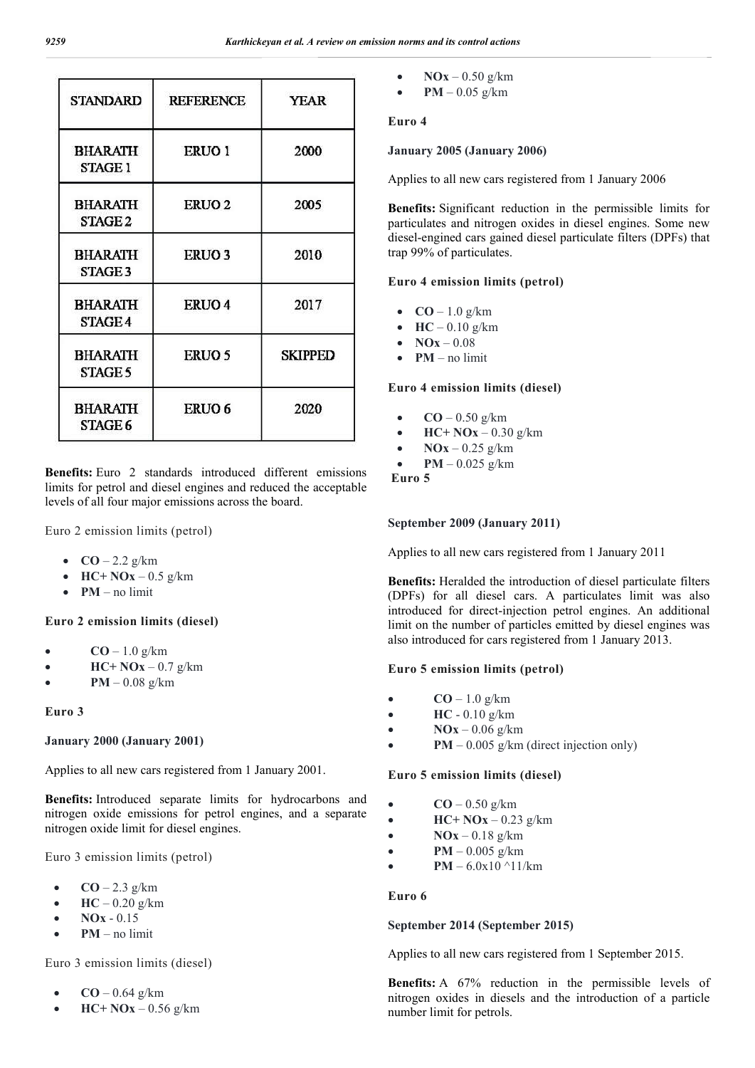| STANDARD | REFERENCE | YEAR |
|---|---|---|
| BHARATH STAGE 1 | ERUO 1 | 2000 |
| BHARATH STAGE 2 | ERUO 2 | 2005 |
| BHARATH STAGE 3 | ERUO 3 | 2010 |
| BHARATH STAGE 4 | ERUO 4 | 2017 |
| BHARATH STAGE 5 | ERUO 5 | SKIPPED |
| BHARATH STAGE 6 | ERUO 6 | 2020 |

**Benefits:** Euro 2 standards introduced different emissions limits for petrol and diesel engines and reduced the acceptable levels of all four major emissions across the board.

Euro 2 emission limits (petrol)

- **CO** – 2.2 g/km
- **HC+ NOx** – 0.5 g/km
- **PM** – no limit

**Euro 2 emission limits (diesel)**

- **CO** – 1.0 g/km
- **HC+ NOx** – 0.7 g/km
- **PM** – 0.08 g/km

**Euro 3**

**January 2000 (January 2001)**

Applies to all new cars registered from 1 January 2001.

**Benefits:** Introduced separate limits for hydrocarbons and nitrogen oxide emissions for petrol engines, and a separate nitrogen oxide limit for diesel engines.

Euro 3 emission limits (petrol)

- **CO** – 2.3 g/km
- **HC** – 0.20 g/km
- **NOx** - 0.15
- **PM** – no limit

Euro 3 emission limits (diesel)

- **CO** – 0.64 g/km
- **HC+ NOx** – 0.56 g/km
- **NOx** – 0.50 g/km
- **PM** – 0.05 g/km

**Euro 4**

**January 2005 (January 2006)**

Applies to all new cars registered from 1 January 2006

**Benefits:** Significant reduction in the permissible limits for particulates and nitrogen oxides in diesel engines. Some new diesel-engined cars gained diesel particulate filters (DPFs) that trap 99% of particulates.

**Euro 4 emission limits (petrol)**

- **CO** – 1.0 g/km
- **HC** – 0.10 g/km
- **NOx** – 0.08
- **PM** – no limit

**Euro 4 emission limits (diesel)**

- **CO** – 0.50 g/km
- **HC+ NOx** – 0.30 g/km
- **NOx** – 0.25 g/km
- **PM** – 0.025 g/km

**Euro 5**

**September 2009 (January 2011)**

Applies to all new cars registered from 1 January 2011

**Benefits:** Heralded the introduction of diesel particulate filters (DPFs) for all diesel cars. A particulates limit was also introduced for direct-injection petrol engines. An additional limit on the number of particles emitted by diesel engines was also introduced for cars registered from 1 January 2013.

**Euro 5 emission limits (petrol)**

- **CO** – 1.0 g/km
- **HC** - 0.10 g/km
- **NOx** – 0.06 g/km
- **PM** – 0.005 g/km (direct injection only)

**Euro 5 emission limits (diesel)**

- **CO** – 0.50 g/km
- **HC+ NOx** – 0.23 g/km
- **NOx** – 0.18 g/km
- **PM** – 0.005 g/km
- **PM** – 6.0x10 ^11/km

**Euro 6**

**September 2014 (September 2015)**

Applies to all new cars registered from 1 September 2015.

**Benefits:** A 67% reduction in the permissible levels of nitrogen oxides in diesels and the introduction of a particle number limit for petrols.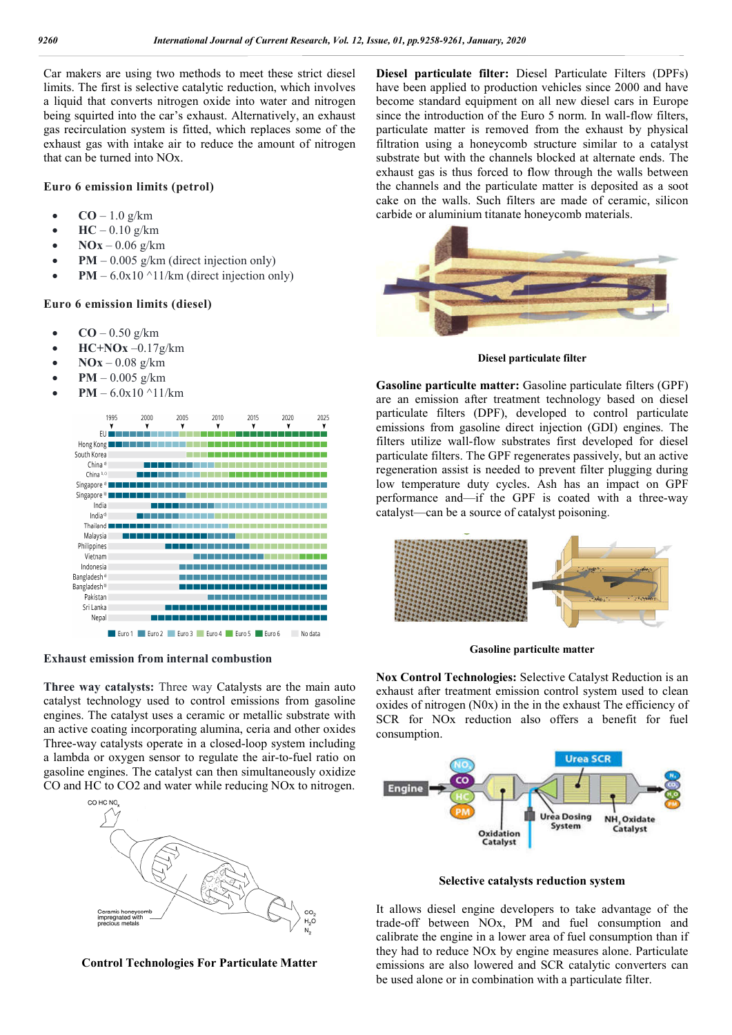Car makers are using two methods to meet these strict diesel limits. The first is selective catalytic reduction, which involves a liquid that converts nitrogen oxide into water and nitrogen being squirted into the car's exhaust. Alternatively, an exhaust gas recirculation system is fitted, which replaces some of the exhaust gas with intake air to reduce the amount of nitrogen that can be turned into NOx.

### Euro 6 emission limits (petrol)

- **CO** – 1.0 g/km
- **HC** – 0.10 g/km
- **NOx** – 0.06 g/km
- **PM** – 0.005 g/km (direct injection only)
- **PM** – 6.0x10 ^11/km (direct injection only)

### Euro 6 emission limits (diesel)

- **CO** – 0.50 g/km
- **HC+NOx** –0.17g/km
- **NOx** – 0.08 g/km
- **PM** – 0.005 g/km
- **PM** – 6.0x10 ^11/km

**Exhaust emission from internal combustion**

**Three way catalysts:** Three way Catalysts are the main auto catalyst technology used to control emissions from gasoline engines. The catalyst uses a ceramic or metallic substrate with an active coating incorporating alumina, ceria and other oxides Three-way catalysts operate in a closed-loop system including a lambda or oxygen sensor to regulate the air-to-fuel ratio on gasoline engines. The catalyst can then simultaneously oxidize CO and HC to CO2 and water while reducing NOx to nitrogen.

**Control Technologies For Particulate Matter**

**Diesel particulate filter:** Diesel Particulate Filters (DPFs) have been applied to production vehicles since 2000 and have become standard equipment on all new diesel cars in Europe since the introduction of the Euro 5 norm. In wall-flow filters, particulate matter is removed from the exhaust by physical filtration using a honeycomb structure similar to a catalyst substrate but with the channels blocked at alternate ends. The exhaust gas is thus forced to flow through the walls between the channels and the particulate matter is deposited as a soot cake on the walls. Such filters are made of ceramic, silicon carbide or aluminium titanate honeycomb materials.

**Diesel particulate filter**

**Gasoline particulte matter:** Gasoline particulate filters (GPF) are an emission after treatment technology based on diesel particulate filters (DPF), developed to control particulate emissions from gasoline direct injection (GDI) engines. The filters utilize wall-flow substrates first developed for diesel particulate filters. The GPF regenerates passively, but an active regeneration assist is needed to prevent filter plugging during low temperature duty cycles. Ash has an impact on GPF performance and—if the GPF is coated with a three-way catalyst—can be a source of catalyst poisoning.

**Gasoline particulte matter**

**Nox Control Technologies:** Selective Catalyst Reduction is an exhaust after treatment emission control system used to clean oxides of nitrogen (N0x) in the in the exhaust The efficiency of SCR for NOx reduction also offers a benefit for fuel consumption.

**Selective catalysts reduction system**

It allows diesel engine developers to take advantage of the trade-off between NOx, PM and fuel consumption and calibrate the engine in a lower area of fuel consumption than if they had to reduce NOx by engine measures alone. Particulate emissions are also lowered and SCR catalytic converters can be used alone or in combination with a particulate filter.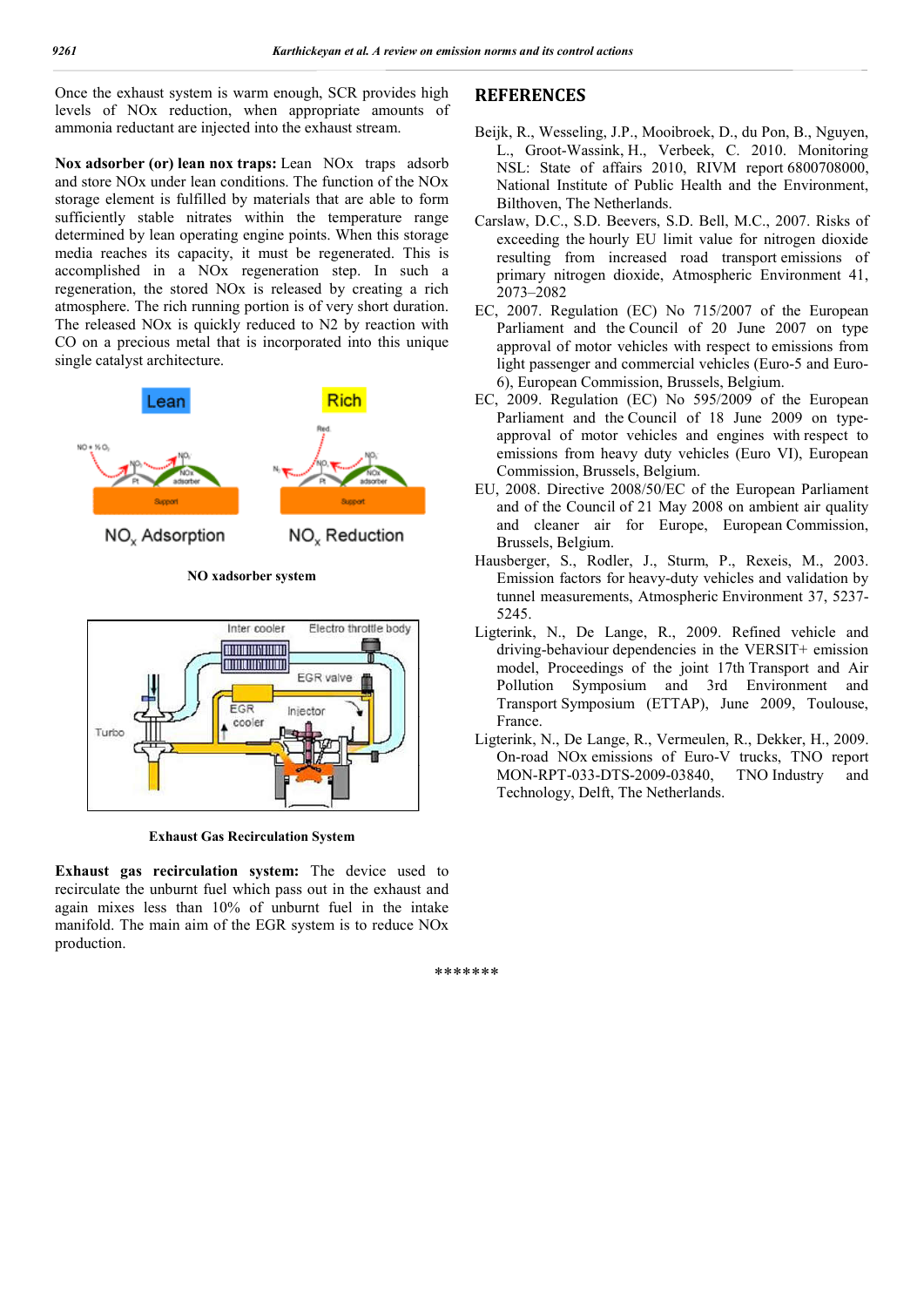Once the exhaust system is warm enough, SCR provides high levels of NOx reduction, when appropriate amounts of ammonia reductant are injected into the exhaust stream.

**Nox adsorber (or) lean nox traps:** Lean NOx traps adsorb and store NOx under lean conditions. The function of the NOx storage element is fulfilled by materials that are able to form sufficiently stable nitrates within the temperature range determined by lean operating engine points. When this storage media reaches its capacity, it must be regenerated. This is accomplished in a NOx regeneration step. In such a regeneration, the stored NOx is released by creating a rich atmosphere. The rich running portion is of very short duration. The released NOx is quickly reduced to N2 by reaction with CO on a precious metal that is incorporated into this unique single catalyst architecture.

Lean

Rich

$NO_x$ Adsorption

$NO_x$ Reduction

**NO xadsorber system**

Inter cooler

Electro throttle body

EGR valve

EGR cooler

Injector

Turbo

**Exhaust Gas Recirculation System**

**Exhaust gas recirculation system:** The device used to recirculate the unburnt fuel which pass out in the exhaust and again mixes less than 10% of unburnt fuel in the intake manifold. The main aim of the EGR system is to reduce NOx production.

## REFERENCES

Beijk, R., Wesseling, J.P., Mooibroek, D., du Pon, B., Nguyen, L., Groot-Wassink, H., Verbeek, C. 2010. Monitoring NSL: State of affairs 2010, RIVM report 6800708000, National Institute of Public Health and the Environment, Bilthoven, The Netherlands.

Carslaw, D.C., S.D. Beevers, S.D. Bell, M.C., 2007. Risks of exceeding the hourly EU limit value for nitrogen dioxide resulting from increased road transport emissions of primary nitrogen dioxide, Atmospheric Environment 41, 2073–2082

EC, 2007. Regulation (EC) No 715/2007 of the European Parliament and the Council of 20 June 2007 on type approval of motor vehicles with respect to emissions from light passenger and commercial vehicles (Euro-5 and Euro-6), European Commission, Brussels, Belgium.

EC, 2009. Regulation (EC) No 595/2009 of the European Parliament and the Council of 18 June 2009 on type-approval of motor vehicles and engines with respect to emissions from heavy duty vehicles (Euro VI), European Commission, Brussels, Belgium.

EU, 2008. Directive 2008/50/EC of the European Parliament and of the Council of 21 May 2008 on ambient air quality and cleaner air for Europe, European Commission, Brussels, Belgium.

Hausberger, S., Rodler, J., Sturm, P., Rexeis, M., 2003. Emission factors for heavy-duty vehicles and validation by tunnel measurements, Atmospheric Environment 37, 5237-5245.

Ligterink, N., De Lange, R., 2009. Refined vehicle and driving-behaviour dependencies in the VERSIT+ emission model, Proceedings of the joint 17th Transport and Air Pollution Symposium and 3rd Environment and Transport Symposium (ETTAP), June 2009, Toulouse, France.

Ligterink, N., De Lange, R., Vermeulen, R., Dekker, H., 2009. On-road NOx emissions of Euro-V trucks, TNO report MON-RPT-033-DTS-2009-03840, TNO Industry and Technology, Delft, The Netherlands.

*******